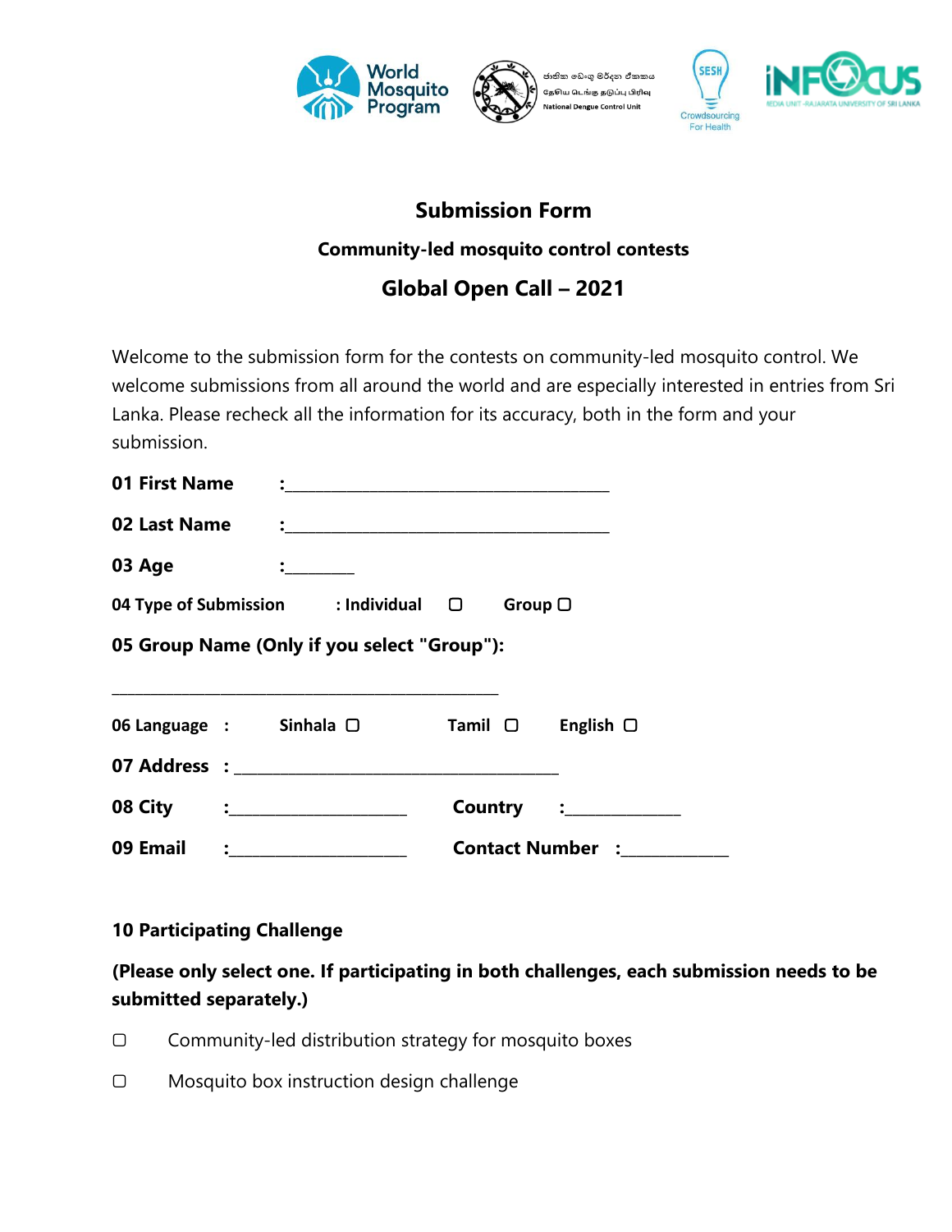World Mosquito Program

ජාතික ඩෙංගු මර්දන ඒකකය
தேசிய டெங்கு தடுப்பு பிரிவு
National Dengue Control Unit

SESH Crowdsourcing For Health

INFOCUS MEDIA UNIT -RAJARATA UNIVERSITY OF SRI LANKA

# Submission Form

## Community-led mosquito control contests

## Global Open Call – 2021

Welcome to the submission form for the contests on community-led mosquito control. We welcome submissions from all around the world and are especially interested in entries from Sri Lanka. Please recheck all the information for its accuracy, both in the form and your submission.

**01 First Name** :________________________________________

**02 Last Name** :________________________________________

**03 Age** :________

**04 Type of Submission** : **Individual** ☐ **Group** ☐

**05 Group Name (Only if you select "Group"):**

________________________________________________

**06 Language** : **Sinhala** ☐ **Tamil** ☐ **English** ☐

**07 Address** : ________________________________________

**08 City** :______________________ **Country** :______________

**09 Email** :______________________ **Contact Number** :_____________

**10 Participating Challenge**

**(Please only select one. If participating in both challenges, each submission needs to be submitted separately.)**

☐ Community-led distribution strategy for mosquito boxes

☐ Mosquito box instruction design challenge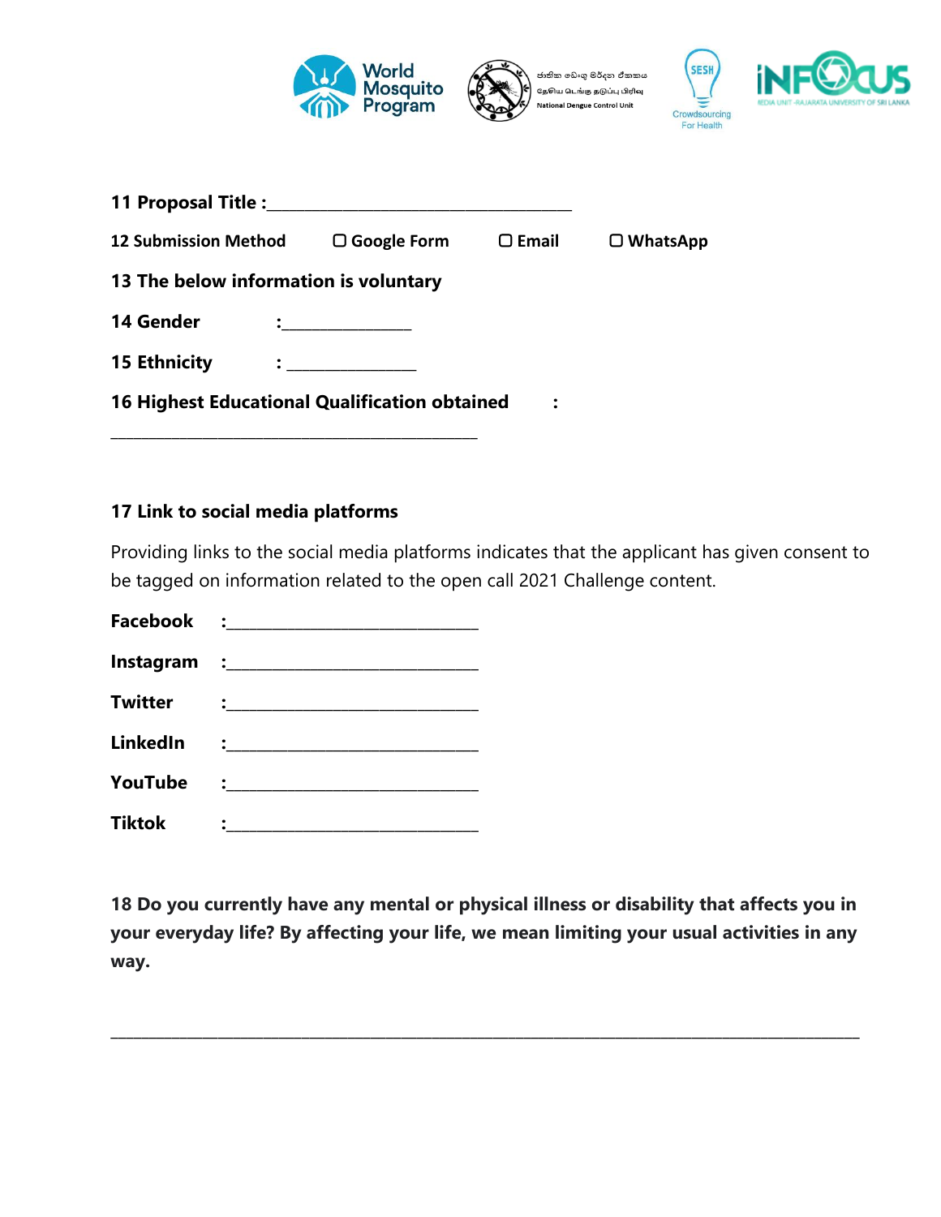**11 Proposal Title :**___________________________________

**12 Submission Method** ☐ **Google Form** ☐ **Email** ☐ **WhatsApp**

**13 The below information is voluntary**

**14 Gender :**_______________

**15 Ethnicity :** _______________

**16 Highest Educational Qualification obtained :**

__________________________________________

**17 Link to social media platforms**

Providing links to the social media platforms indicates that the applicant has given consent to be tagged on information related to the open call 2021 Challenge content.

**Facebook :**_____________________________

**Instagram :**_____________________________

**Twitter :**_____________________________

**LinkedIn :**_____________________________

**YouTube :**_____________________________

**Tiktok :**_____________________________

**18 Do you currently have any mental or physical illness or disability that affects you in your everyday life? By affecting your life, we mean limiting your usual activities in any way.**

_____________________________________________________________________________________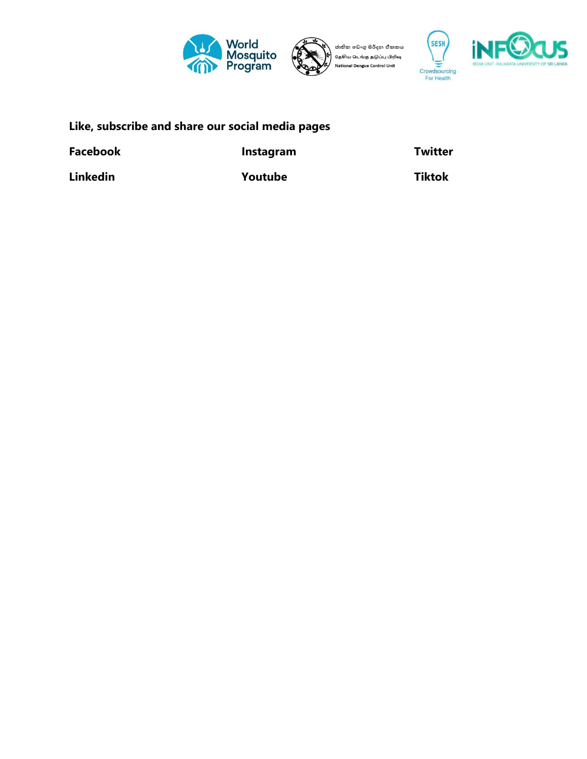**Like, subscribe and share our social media pages**

| | | |
|---|---|---|
| **Facebook** | **Instagram** | **Twitter** |
| **Linkedin** | **Youtube** | **Tiktok** |